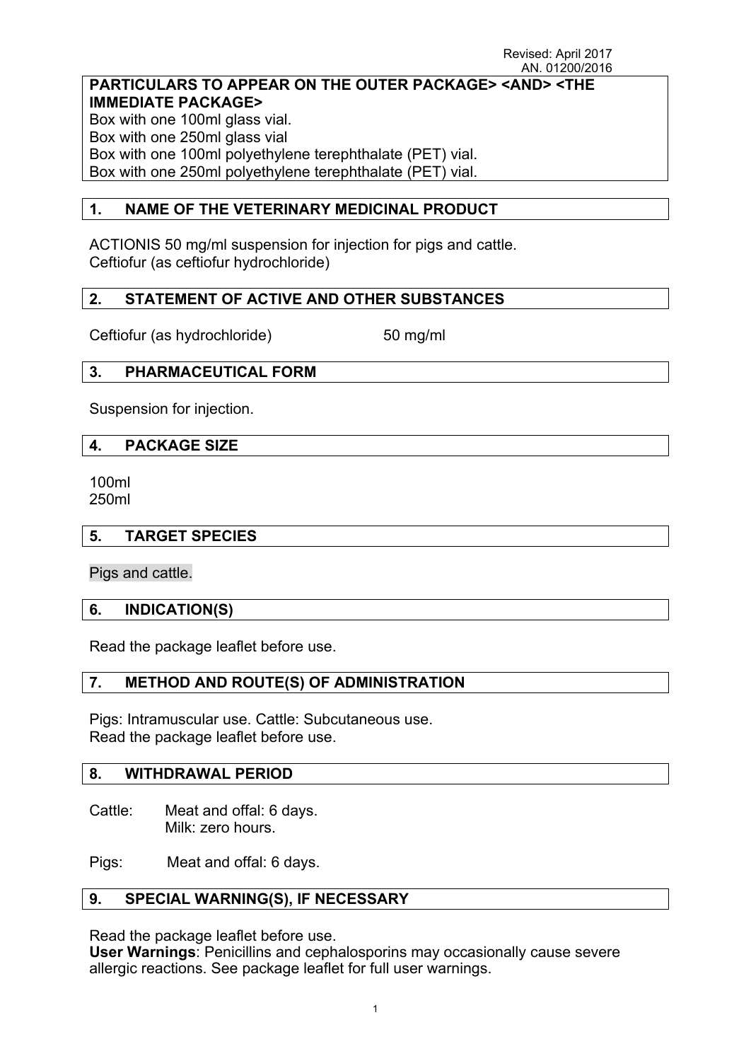Revised: April 2017
AN. 01200/2016

**PARTICULARS TO APPEAR ON THE OUTER PACKAGE> <AND> <THE IMMEDIATE PACKAGE>**

Box with one 100ml glass vial.
Box with one 250ml glass vial
Box with one 100ml polyethylene terephthalate (PET) vial.
Box with one 250ml polyethylene terephthalate (PET) vial.

## 1. NAME OF THE VETERINARY MEDICINAL PRODUCT

ACTIONIS 50 mg/ml suspension for injection for pigs and cattle.
Ceftiofur (as ceftiofur hydrochloride)

## 2. STATEMENT OF ACTIVE AND OTHER SUBSTANCES

Ceftiofur (as hydrochloride) 50 mg/ml

## 3. PHARMACEUTICAL FORM

Suspension for injection.

## 4. PACKAGE SIZE

100ml
250ml

## 5. TARGET SPECIES

Pigs and cattle.

## 6. INDICATION(S)

Read the package leaflet before use.

## 7. METHOD AND ROUTE(S) OF ADMINISTRATION

Pigs: Intramuscular use. Cattle: Subcutaneous use.
Read the package leaflet before use.

## 8. WITHDRAWAL PERIOD

Cattle: Meat and offal: 6 days.
Milk: zero hours.

Pigs: Meat and offal: 6 days.

## 9. SPECIAL WARNING(S), IF NECESSARY

Read the package leaflet before use.
**User Warnings**: Penicillins and cephalosporins may occasionally cause severe allergic reactions. See package leaflet for full user warnings.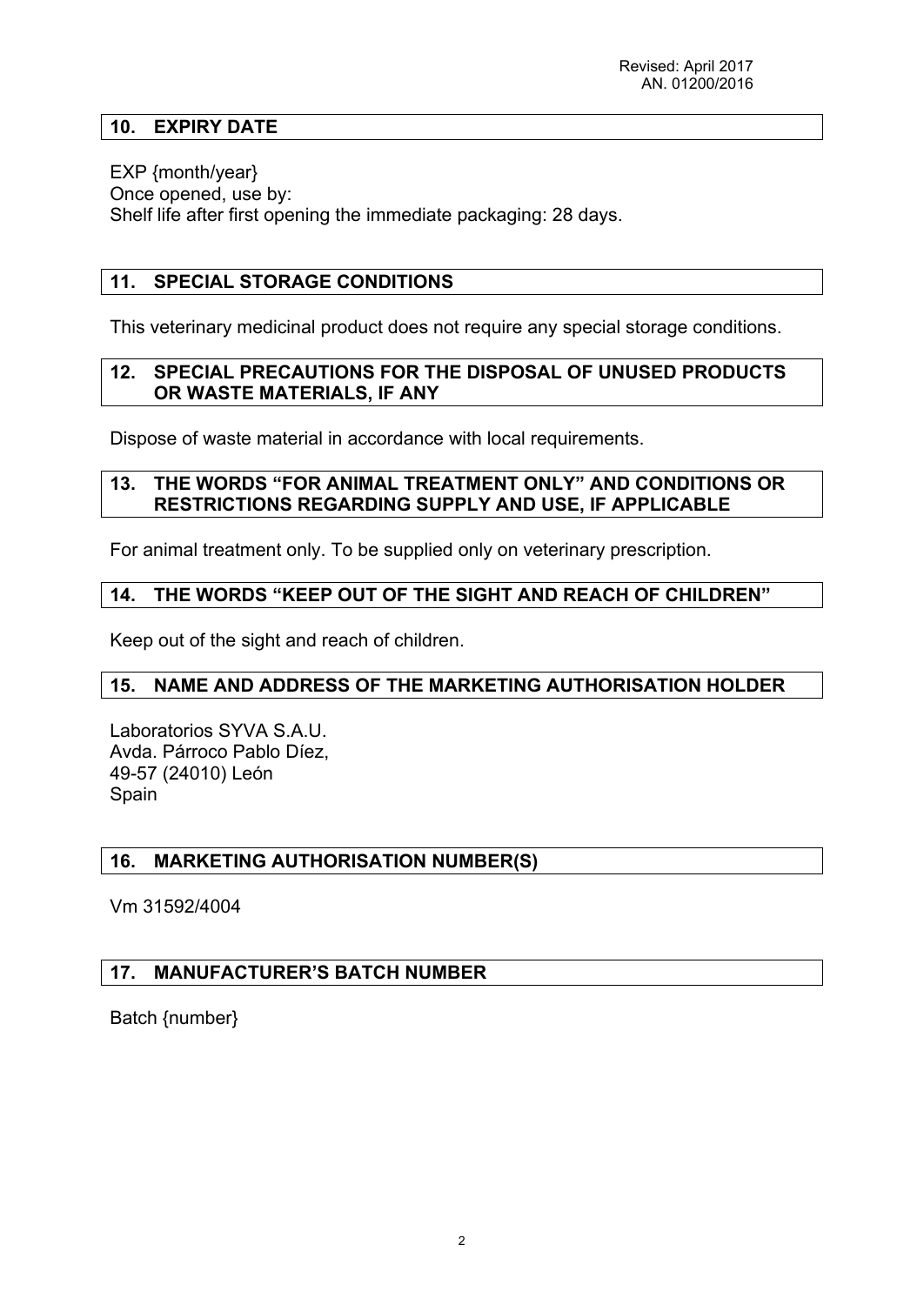Revised: April 2017
AN. 01200/2016

## 10. EXPIRY DATE

EXP {month/year}
Once opened, use by:
Shelf life after first opening the immediate packaging: 28 days.

## 11. SPECIAL STORAGE CONDITIONS

This veterinary medicinal product does not require any special storage conditions.

## 12. SPECIAL PRECAUTIONS FOR THE DISPOSAL OF UNUSED PRODUCTS OR WASTE MATERIALS, IF ANY

Dispose of waste material in accordance with local requirements.

## 13. THE WORDS "FOR ANIMAL TREATMENT ONLY" AND CONDITIONS OR RESTRICTIONS REGARDING SUPPLY AND USE, IF APPLICABLE

For animal treatment only. To be supplied only on veterinary prescription.

## 14. THE WORDS "KEEP OUT OF THE SIGHT AND REACH OF CHILDREN"

Keep out of the sight and reach of children.

## 15. NAME AND ADDRESS OF THE MARKETING AUTHORISATION HOLDER

Laboratorios SYVA S.A.U.
Avda. Párroco Pablo Díez,
49-57 (24010) León
Spain

## 16. MARKETING AUTHORISATION NUMBER(S)

Vm 31592/4004

## 17. MANUFACTURER'S BATCH NUMBER

Batch {number}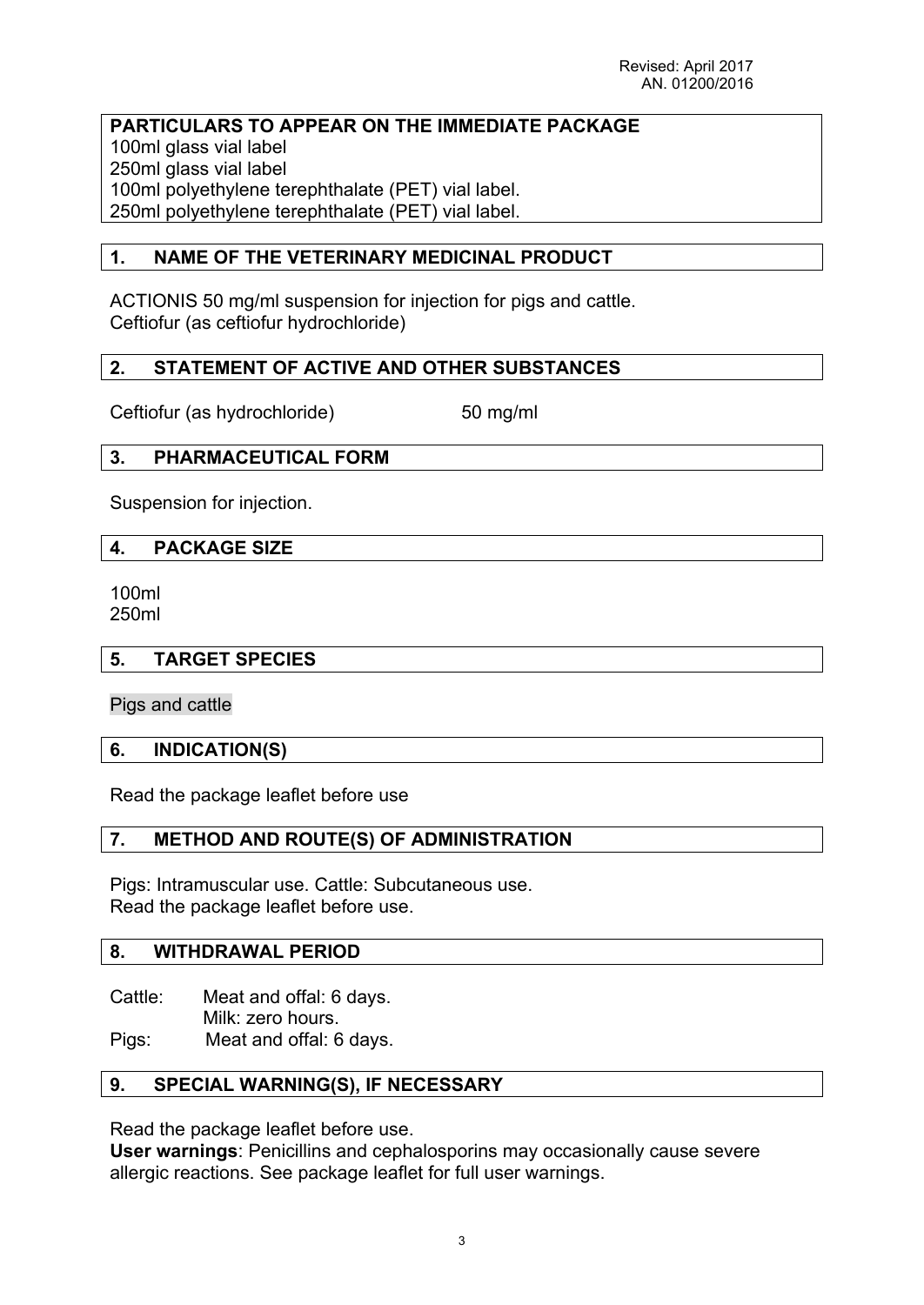Revised: April 2017
AN. 01200/2016

**PARTICULARS TO APPEAR ON THE IMMEDIATE PACKAGE**
100ml glass vial label
250ml glass vial label
100ml polyethylene terephthalate (PET) vial label.
250ml polyethylene terephthalate (PET) vial label.

## 1. NAME OF THE VETERINARY MEDICINAL PRODUCT

ACTIONIS 50 mg/ml suspension for injection for pigs and cattle.
Ceftiofur (as ceftiofur hydrochloride)

## 2. STATEMENT OF ACTIVE AND OTHER SUBSTANCES

Ceftiofur (as hydrochloride) 50 mg/ml

## 3. PHARMACEUTICAL FORM

Suspension for injection.

## 4. PACKAGE SIZE

100ml
250ml

## 5. TARGET SPECIES

Pigs and cattle

## 6. INDICATION(S)

Read the package leaflet before use

## 7. METHOD AND ROUTE(S) OF ADMINISTRATION

Pigs: Intramuscular use. Cattle: Subcutaneous use.
Read the package leaflet before use.

## 8. WITHDRAWAL PERIOD

Cattle: Meat and offal: 6 days.
Milk: zero hours.
Pigs: Meat and offal: 6 days.

## 9. SPECIAL WARNING(S), IF NECESSARY

Read the package leaflet before use.
**User warnings**: Penicillins and cephalosporins may occasionally cause severe allergic reactions. See package leaflet for full user warnings.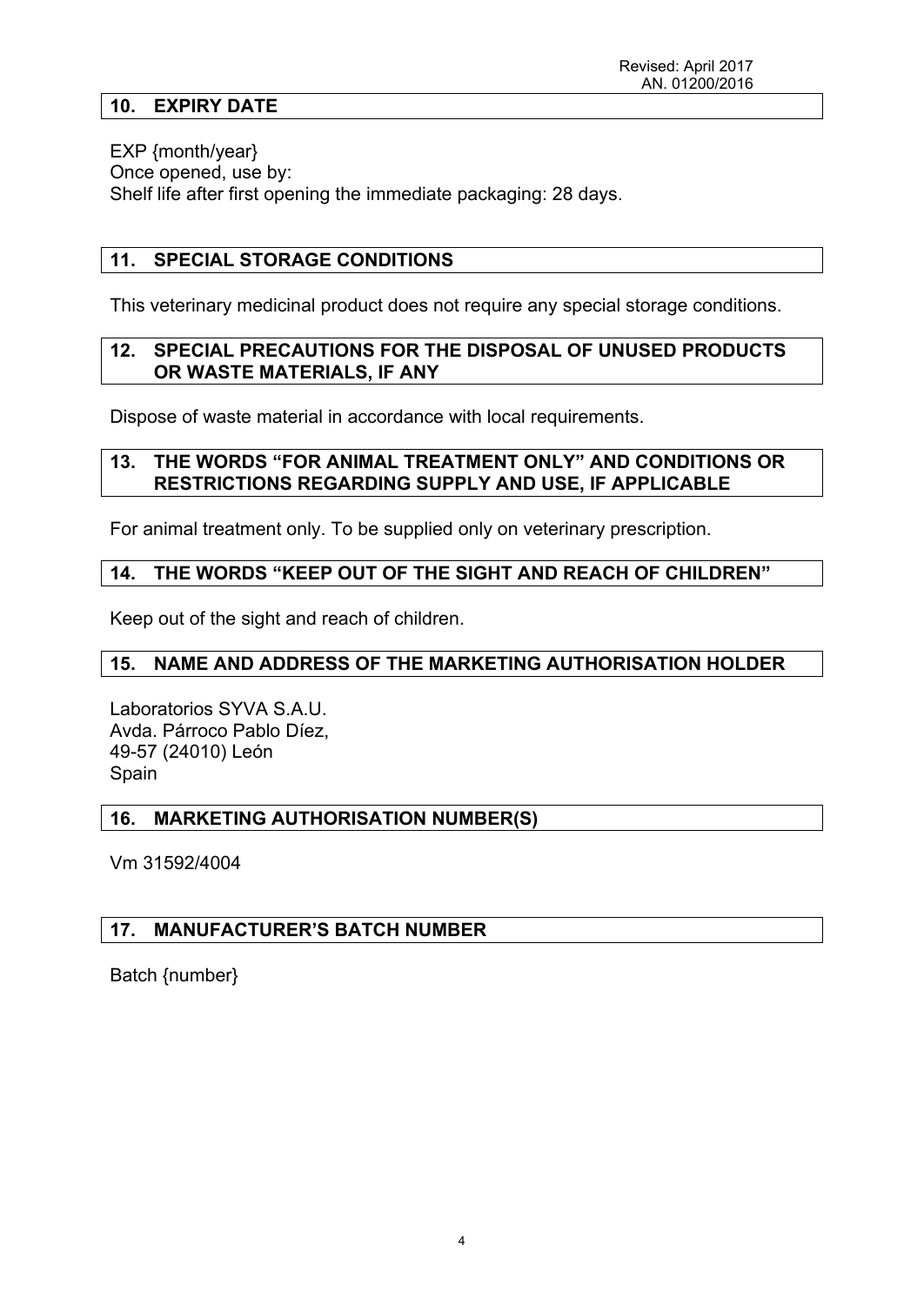Revised: April 2017
AN. 01200/2016

## 10. EXPIRY DATE

EXP {month/year}
Once opened, use by:
Shelf life after first opening the immediate packaging: 28 days.

## 11. SPECIAL STORAGE CONDITIONS

This veterinary medicinal product does not require any special storage conditions.

## 12. SPECIAL PRECAUTIONS FOR THE DISPOSAL OF UNUSED PRODUCTS OR WASTE MATERIALS, IF ANY

Dispose of waste material in accordance with local requirements.

## 13. THE WORDS "FOR ANIMAL TREATMENT ONLY" AND CONDITIONS OR RESTRICTIONS REGARDING SUPPLY AND USE, IF APPLICABLE

For animal treatment only. To be supplied only on veterinary prescription.

## 14. THE WORDS "KEEP OUT OF THE SIGHT AND REACH OF CHILDREN"

Keep out of the sight and reach of children.

## 15. NAME AND ADDRESS OF THE MARKETING AUTHORISATION HOLDER

Laboratorios SYVA S.A.U.
Avda. Párroco Pablo Díez,
49-57 (24010) León
Spain

## 16. MARKETING AUTHORISATION NUMBER(S)

Vm 31592/4004

## 17. MANUFACTURER'S BATCH NUMBER

Batch {number}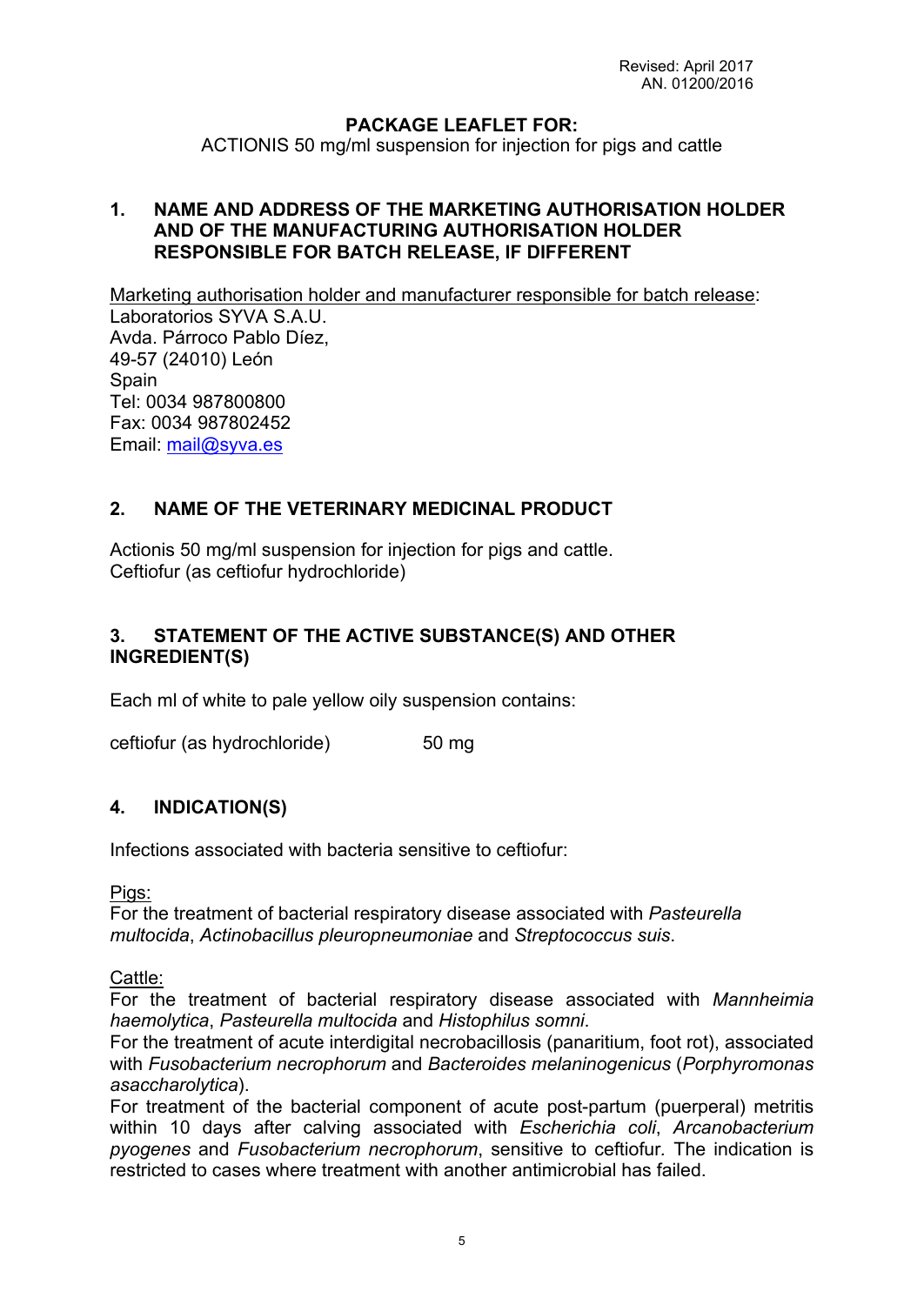Revised: April 2017
AN. 01200/2016

**PACKAGE LEAFLET FOR:**
ACTIONIS 50 mg/ml suspension for injection for pigs and cattle

## 1. NAME AND ADDRESS OF THE MARKETING AUTHORISATION HOLDER AND OF THE MANUFACTURING AUTHORISATION HOLDER RESPONSIBLE FOR BATCH RELEASE, IF DIFFERENT

Marketing authorisation holder and manufacturer responsible for batch release:
Laboratorios SYVA S.A.U.
Avda. Párroco Pablo Díez,
49-57 (24010) León
Spain
Tel: 0034 987800800
Fax: 0034 987802452
Email: mail@syva.es

## 2. NAME OF THE VETERINARY MEDICINAL PRODUCT

Actionis 50 mg/ml suspension for injection for pigs and cattle.
Ceftiofur (as ceftiofur hydrochloride)

## 3. STATEMENT OF THE ACTIVE SUBSTANCE(S) AND OTHER INGREDIENT(S)

Each ml of white to pale yellow oily suspension contains:

ceftiofur (as hydrochloride) 50 mg

## 4. INDICATION(S)

Infections associated with bacteria sensitive to ceftiofur:

Pigs:
For the treatment of bacterial respiratory disease associated with *Pasteurella multocida*, *Actinobacillus pleuropneumoniae* and *Streptococcus suis*.

Cattle:
For the treatment of bacterial respiratory disease associated with *Mannheimia haemolytica*, *Pasteurella multocida* and *Histophilus somni*.
For the treatment of acute interdigital necrobacillosis (panaritium, foot rot), associated with *Fusobacterium necrophorum* and *Bacteroides melaninogenicus* (*Porphyromonas asaccharolytica*).
For treatment of the bacterial component of acute post-partum (puerperal) metritis within 10 days after calving associated with *Escherichia coli*, *Arcanobacterium pyogenes* and *Fusobacterium necrophorum*, sensitive to ceftiofur. The indication is restricted to cases where treatment with another antimicrobial has failed.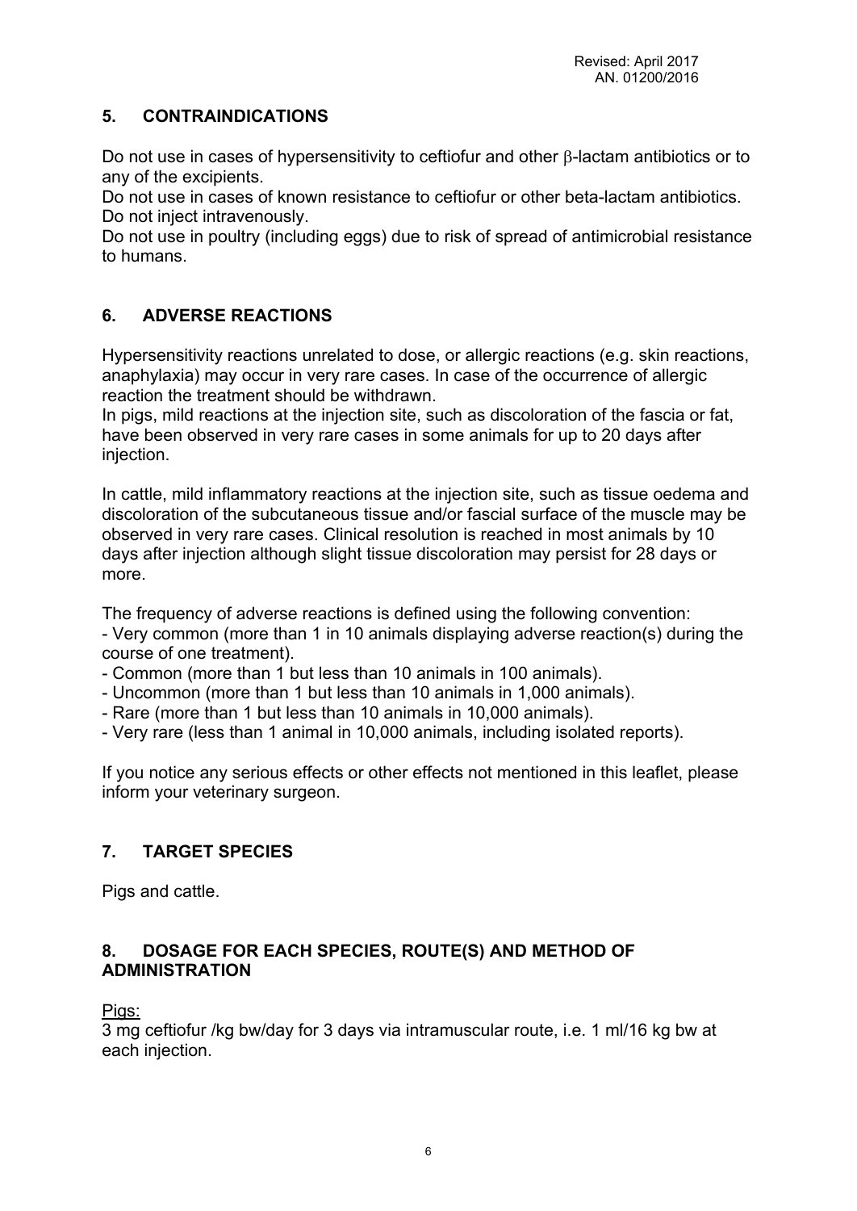## 5. CONTRAINDICATIONS

Do not use in cases of hypersensitivity to ceftiofur and other β-lactam antibiotics or to any of the excipients.
Do not use in cases of known resistance to ceftiofur or other beta-lactam antibiotics.
Do not inject intravenously.
Do not use in poultry (including eggs) due to risk of spread of antimicrobial resistance to humans.

## 6. ADVERSE REACTIONS

Hypersensitivity reactions unrelated to dose, or allergic reactions (e.g. skin reactions, anaphylaxia) may occur in very rare cases. In case of the occurrence of allergic reaction the treatment should be withdrawn.
In pigs, mild reactions at the injection site, such as discoloration of the fascia or fat, have been observed in very rare cases in some animals for up to 20 days after injection.

In cattle, mild inflammatory reactions at the injection site, such as tissue oedema and discoloration of the subcutaneous tissue and/or fascial surface of the muscle may be observed in very rare cases. Clinical resolution is reached in most animals by 10 days after injection although slight tissue discoloration may persist for 28 days or more.

The frequency of adverse reactions is defined using the following convention:
- Very common (more than 1 in 10 animals displaying adverse reaction(s) during the course of one treatment).
- Common (more than 1 but less than 10 animals in 100 animals).
- Uncommon (more than 1 but less than 10 animals in 1,000 animals).
- Rare (more than 1 but less than 10 animals in 10,000 animals).
- Very rare (less than 1 animal in 10,000 animals, including isolated reports).

If you notice any serious effects or other effects not mentioned in this leaflet, please inform your veterinary surgeon.

## 7. TARGET SPECIES

Pigs and cattle.

## 8. DOSAGE FOR EACH SPECIES, ROUTE(S) AND METHOD OF ADMINISTRATION

Pigs:
3 mg ceftiofur /kg bw/day for 3 days via intramuscular route, i.e. 1 ml/16 kg bw at each injection.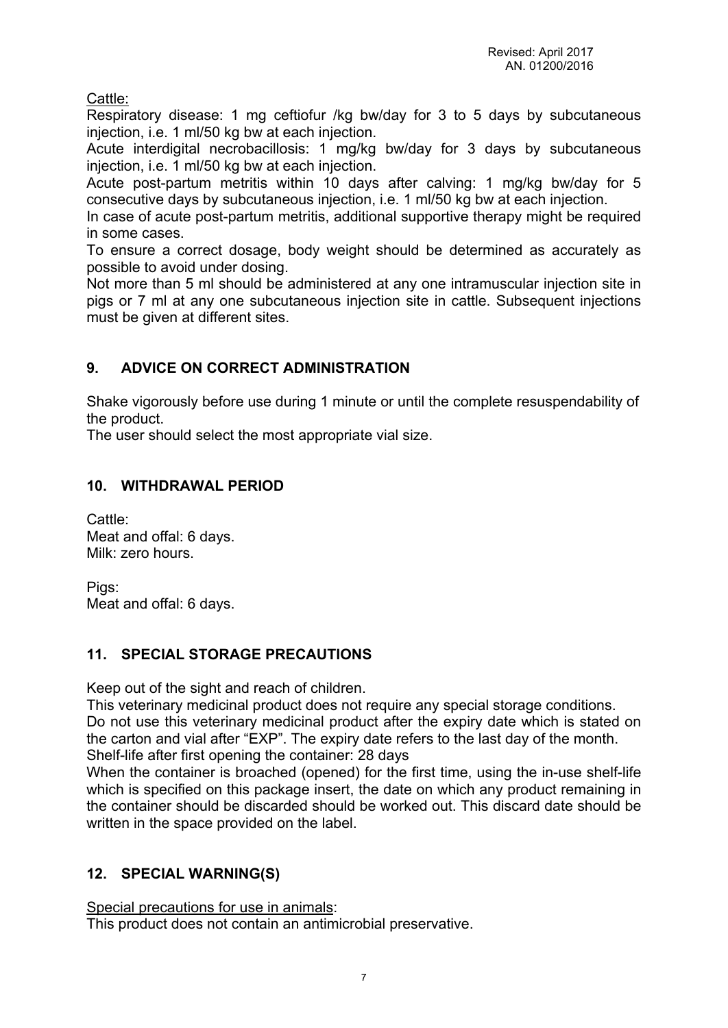Cattle:

Respiratory disease: 1 mg ceftiofur /kg bw/day for 3 to 5 days by subcutaneous injection, i.e. 1 ml/50 kg bw at each injection.

Acute interdigital necrobacillosis: 1 mg/kg bw/day for 3 days by subcutaneous injection, i.e. 1 ml/50 kg bw at each injection.

Acute post-partum metritis within 10 days after calving: 1 mg/kg bw/day for 5 consecutive days by subcutaneous injection, i.e. 1 ml/50 kg bw at each injection.

In case of acute post-partum metritis, additional supportive therapy might be required in some cases.

To ensure a correct dosage, body weight should be determined as accurately as possible to avoid under dosing.

Not more than 5 ml should be administered at any one intramuscular injection site in pigs or 7 ml at any one subcutaneous injection site in cattle. Subsequent injections must be given at different sites.

## 9. ADVICE ON CORRECT ADMINISTRATION

Shake vigorously before use during 1 minute or until the complete resuspendability of the product.

The user should select the most appropriate vial size.

## 10. WITHDRAWAL PERIOD

Cattle:
Meat and offal: 6 days.
Milk: zero hours.

Pigs:
Meat and offal: 6 days.

## 11. SPECIAL STORAGE PRECAUTIONS

Keep out of the sight and reach of children.

This veterinary medicinal product does not require any special storage conditions.

Do not use this veterinary medicinal product after the expiry date which is stated on the carton and vial after "EXP". The expiry date refers to the last day of the month.

Shelf-life after first opening the container: 28 days

When the container is broached (opened) for the first time, using the in-use shelf-life which is specified on this package insert, the date on which any product remaining in the container should be discarded should be worked out. This discard date should be written in the space provided on the label.

## 12. SPECIAL WARNING(S)

Special precautions for use in animals:

This product does not contain an antimicrobial preservative.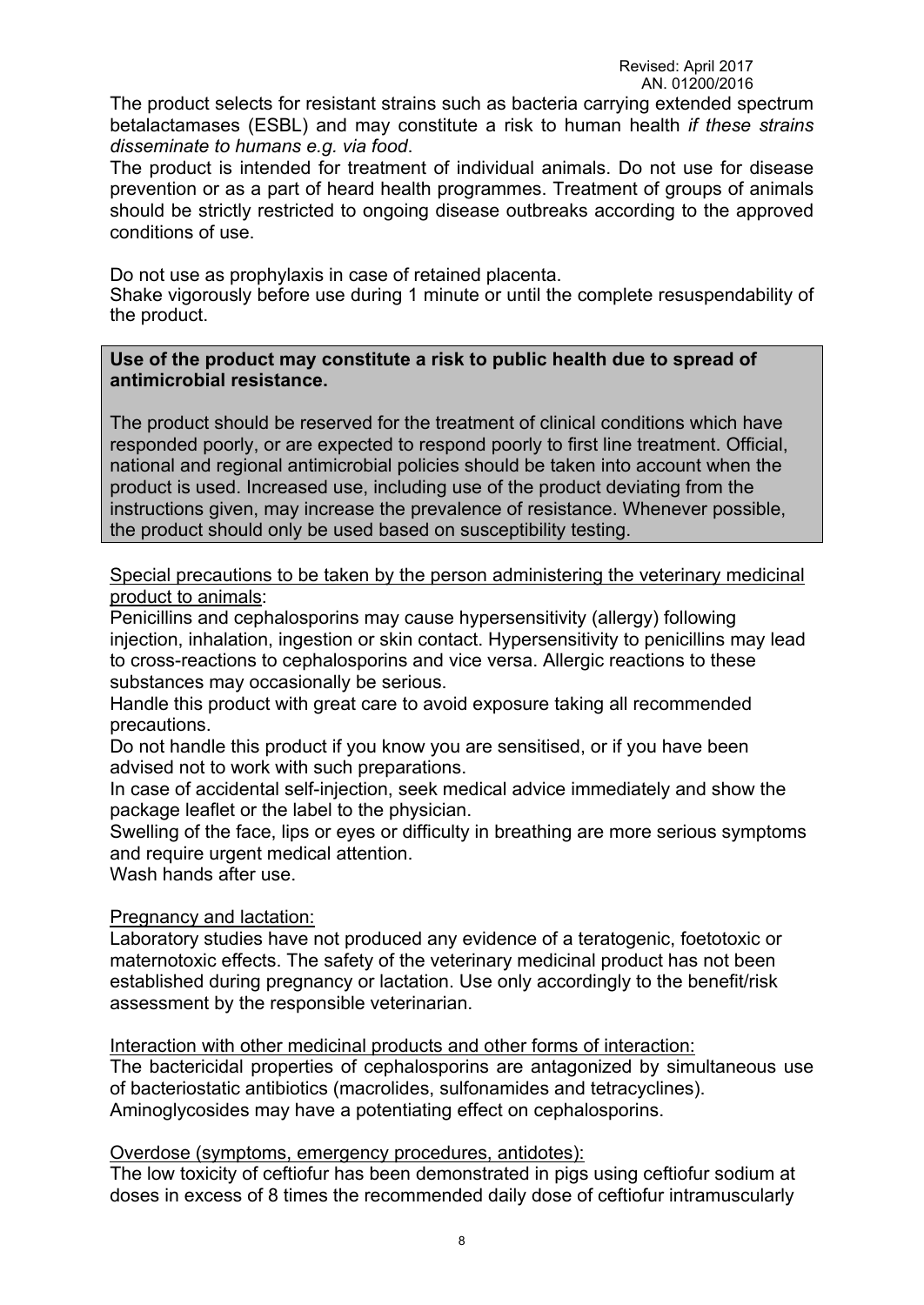The product selects for resistant strains such as bacteria carrying extended spectrum betalactamases (ESBL) and may constitute a risk to human health *if these strains disseminate to humans e.g. via food*.

The product is intended for treatment of individual animals. Do not use for disease prevention or as a part of heard health programmes. Treatment of groups of animals should be strictly restricted to ongoing disease outbreaks according to the approved conditions of use.

Do not use as prophylaxis in case of retained placenta.

Shake vigorously before use during 1 minute or until the complete resuspendability of the product.

**Use of the product may constitute a risk to public health due to spread of antimicrobial resistance.**

The product should be reserved for the treatment of clinical conditions which have responded poorly, or are expected to respond poorly to first line treatment. Official, national and regional antimicrobial policies should be taken into account when the product is used. Increased use, including use of the product deviating from the instructions given, may increase the prevalence of resistance. Whenever possible, the product should only be used based on susceptibility testing.

Special precautions to be taken by the person administering the veterinary medicinal product to animals:

Penicillins and cephalosporins may cause hypersensitivity (allergy) following injection, inhalation, ingestion or skin contact. Hypersensitivity to penicillins may lead to cross-reactions to cephalosporins and vice versa. Allergic reactions to these substances may occasionally be serious.

Handle this product with great care to avoid exposure taking all recommended precautions.

Do not handle this product if you know you are sensitised, or if you have been advised not to work with such preparations.

In case of accidental self-injection, seek medical advice immediately and show the package leaflet or the label to the physician.

Swelling of the face, lips or eyes or difficulty in breathing are more serious symptoms and require urgent medical attention.

Wash hands after use.

Pregnancy and lactation:

Laboratory studies have not produced any evidence of a teratogenic, foetotoxic or maternotoxic effects. The safety of the veterinary medicinal product has not been established during pregnancy or lactation. Use only accordingly to the benefit/risk assessment by the responsible veterinarian.

Interaction with other medicinal products and other forms of interaction:

The bactericidal properties of cephalosporins are antagonized by simultaneous use of bacteriostatic antibiotics (macrolides, sulfonamides and tetracyclines). Aminoglycosides may have a potentiating effect on cephalosporins.

Overdose (symptoms, emergency procedures, antidotes):

The low toxicity of ceftiofur has been demonstrated in pigs using ceftiofur sodium at doses in excess of 8 times the recommended daily dose of ceftiofur intramuscularly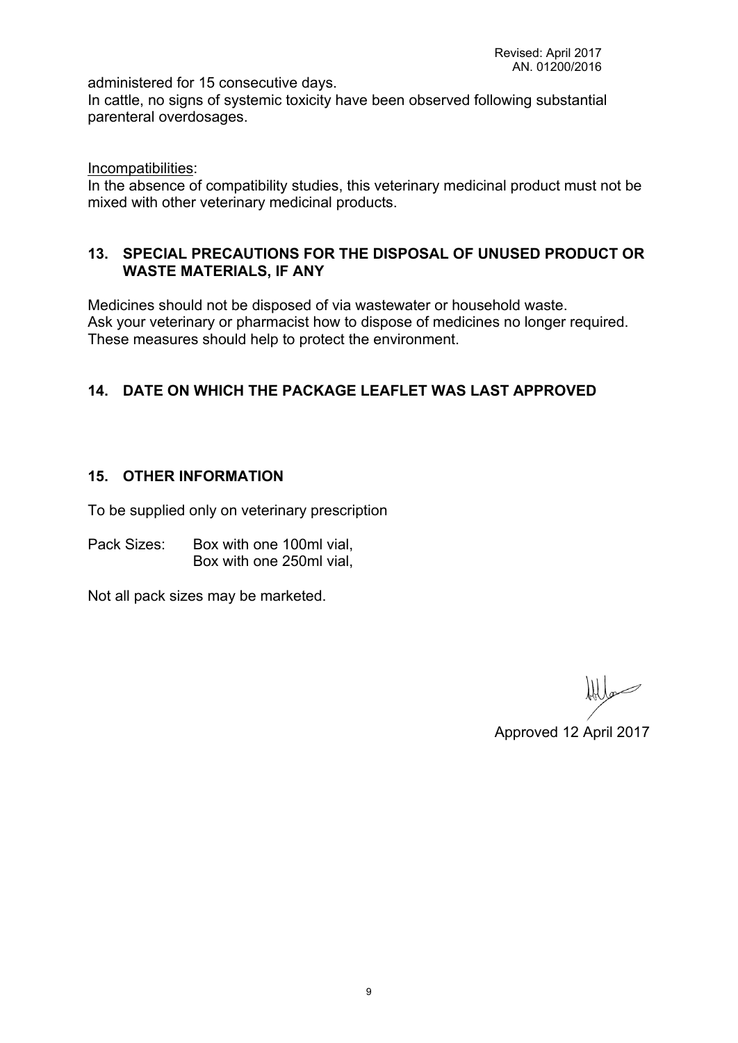administered for 15 consecutive days.
In cattle, no signs of systemic toxicity have been observed following substantial parenteral overdosages.

Incompatibilities:
In the absence of compatibility studies, this veterinary medicinal product must not be mixed with other veterinary medicinal products.

## 13. SPECIAL PRECAUTIONS FOR THE DISPOSAL OF UNUSED PRODUCT OR WASTE MATERIALS, IF ANY

Medicines should not be disposed of via wastewater or household waste.
Ask your veterinary or pharmacist how to dispose of medicines no longer required.
These measures should help to protect the environment.

## 14. DATE ON WHICH THE PACKAGE LEAFLET WAS LAST APPROVED

## 15. OTHER INFORMATION

To be supplied only on veterinary prescription

Pack Sizes: Box with one 100ml vial,
Box with one 250ml vial,

Not all pack sizes may be marketed.

Approved 12 April 2017